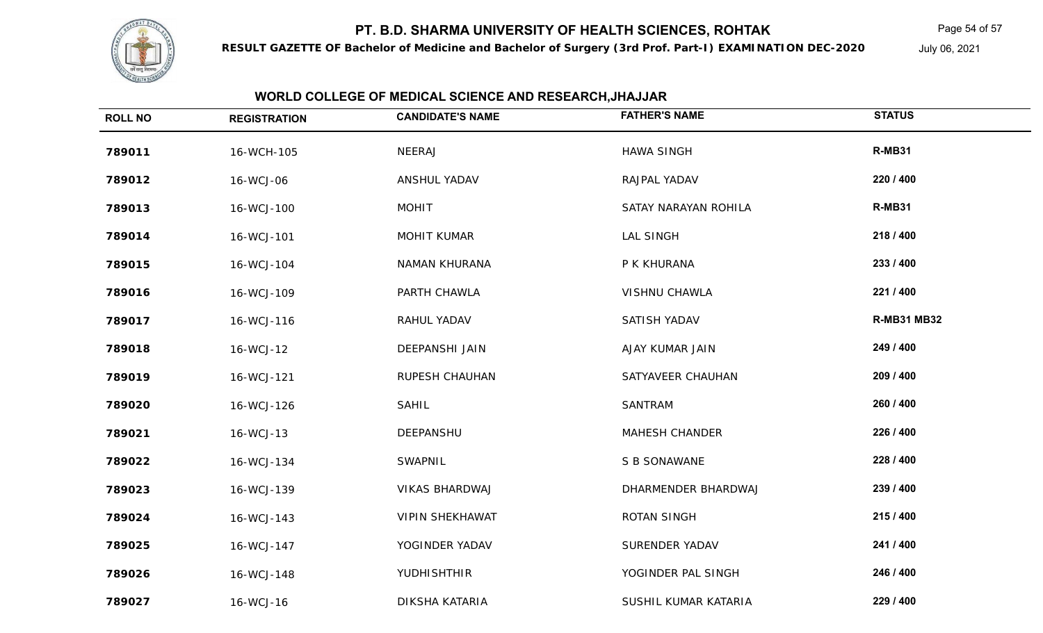# PT. B.D. SHARMA UNIVERSITY OF HEALTH SCIENCES, ROHTAK

**RESULT GAZETTE OF Bachelor of Medicine and Bachelor of Surgery (3rd Prof. Part-I) EXAMINATION DEC-2020**

July 06, 2021

## WORLD COLLEGE OF MEDICAL SCIENCE AND RESEARCH,JHAJJAR

| ROLL NO | REGISTRATION | CANDIDATE'S NAME | FATHER'S NAME | STATUS |
|---|---|---|---|---|
| **789011** | 16-WCH-105 | NEERAJ | HAWA SINGH | **R-MB31** |
| **789012** | 16-WCJ-06 | ANSHUL YADAV | RAJPAL YADAV | **220 / 400** |
| **789013** | 16-WCJ-100 | MOHIT | SATAY NARAYAN ROHILA | **R-MB31** |
| **789014** | 16-WCJ-101 | MOHIT KUMAR | LAL SINGH | **218 / 400** |
| **789015** | 16-WCJ-104 | NAMAN KHURANA | P K KHURANA | **233 / 400** |
| **789016** | 16-WCJ-109 | PARTH CHAWLA | VISHNU CHAWLA | **221 / 400** |
| **789017** | 16-WCJ-116 | RAHUL YADAV | SATISH YADAV | **R-MB31 MB32** |
| **789018** | 16-WCJ-12 | DEEPANSHI JAIN | AJAY KUMAR JAIN | **249 / 400** |
| **789019** | 16-WCJ-121 | RUPESH CHAUHAN | SATYAVEER CHAUHAN | **209 / 400** |
| **789020** | 16-WCJ-126 | SAHIL | SANTRAM | **260 / 400** |
| **789021** | 16-WCJ-13 | DEEPANSHU | MAHESH CHANDER | **226 / 400** |
| **789022** | 16-WCJ-134 | SWAPNIL | S B SONAWANE | **228 / 400** |
| **789023** | 16-WCJ-139 | VIKAS BHARDWAJ | DHARMENDER BHARDWAJ | **239 / 400** |
| **789024** | 16-WCJ-143 | VIPIN SHEKHAWAT | ROTAN SINGH | **215 / 400** |
| **789025** | 16-WCJ-147 | YOGINDER YADAV | SURENDER YADAV | **241 / 400** |
| **789026** | 16-WCJ-148 | YUDHISHTHIR | YOGINDER PAL SINGH | **246 / 400** |
| **789027** | 16-WCJ-16 | DIKSHA KATARIA | SUSHIL KUMAR KATARIA | **229 / 400** |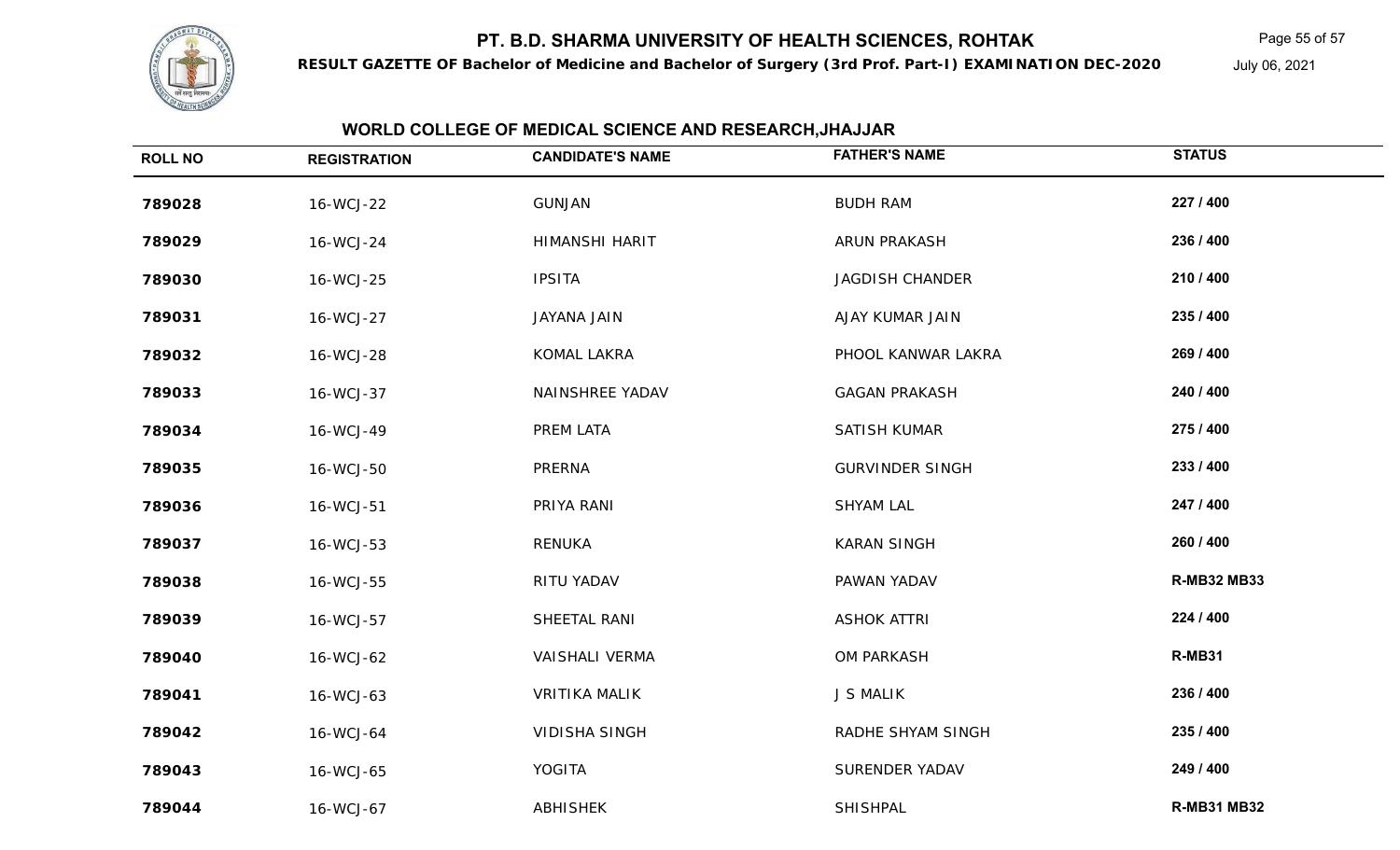# PT. B.D. SHARMA UNIVERSITY OF HEALTH SCIENCES, ROHTAK

**RESULT GAZETTE OF Bachelor of Medicine and Bachelor of Surgery (3rd Prof. Part-I) EXAMINATION DEC-2020**

July 06, 2021

## WORLD COLLEGE OF MEDICAL SCIENCE AND RESEARCH,JHAJJAR

| ROLL NO | REGISTRATION | CANDIDATE'S NAME | FATHER'S NAME | STATUS |
|---|---|---|---|---|
| **789028** | 16-WCJ-22 | GUNJAN | BUDH RAM | **227 / 400** |
| **789029** | 16-WCJ-24 | HIMANSHI HARIT | ARUN PRAKASH | **236 / 400** |
| **789030** | 16-WCJ-25 | IPSITA | JAGDISH CHANDER | **210 / 400** |
| **789031** | 16-WCJ-27 | JAYANA JAIN | AJAY KUMAR JAIN | **235 / 400** |
| **789032** | 16-WCJ-28 | KOMAL LAKRA | PHOOL KANWAR LAKRA | **269 / 400** |
| **789033** | 16-WCJ-37 | NAINSHREE YADAV | GAGAN PRAKASH | **240 / 400** |
| **789034** | 16-WCJ-49 | PREM LATA | SATISH KUMAR | **275 / 400** |
| **789035** | 16-WCJ-50 | PRERNA | GURVINDER SINGH | **233 / 400** |
| **789036** | 16-WCJ-51 | PRIYA RANI | SHYAM LAL | **247 / 400** |
| **789037** | 16-WCJ-53 | RENUKA | KARAN SINGH | **260 / 400** |
| **789038** | 16-WCJ-55 | RITU YADAV | PAWAN YADAV | **R-MB32 MB33** |
| **789039** | 16-WCJ-57 | SHEETAL RANI | ASHOK ATTRI | **224 / 400** |
| **789040** | 16-WCJ-62 | VAISHALI VERMA | OM PARKASH | **R-MB31** |
| **789041** | 16-WCJ-63 | VRITIKA MALIK | J S MALIK | **236 / 400** |
| **789042** | 16-WCJ-64 | VIDISHA SINGH | RADHE SHYAM SINGH | **235 / 400** |
| **789043** | 16-WCJ-65 | YOGITA | SURENDER YADAV | **249 / 400** |
| **789044** | 16-WCJ-67 | ABHISHEK | SHISHPAL | **R-MB31 MB32** |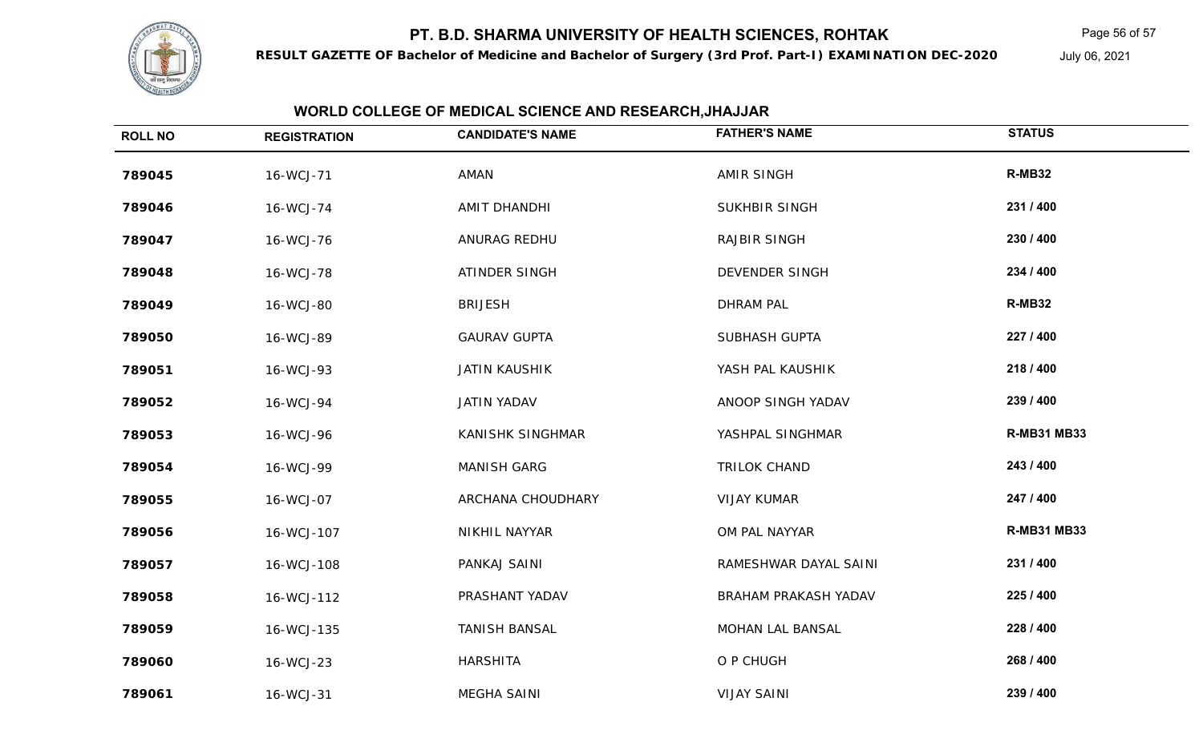# PT. B.D. SHARMA UNIVERSITY OF HEALTH SCIENCES, ROHTAK

**RESULT GAZETTE OF Bachelor of Medicine and Bachelor of Surgery (3rd Prof. Part-I) EXAMINATION DEC-2020**

July 06, 2021

## WORLD COLLEGE OF MEDICAL SCIENCE AND RESEARCH,JHAJJAR

| ROLL NO | REGISTRATION | CANDIDATE'S NAME | FATHER'S NAME | STATUS |
|---|---|---|---|---|
| **789045** | 16-WCJ-71 | AMAN | AMIR SINGH | **R-MB32** |
| **789046** | 16-WCJ-74 | AMIT DHANDHI | SUKHBIR SINGH | **231 / 400** |
| **789047** | 16-WCJ-76 | ANURAG REDHU | RAJBIR SINGH | **230 / 400** |
| **789048** | 16-WCJ-78 | ATINDER SINGH | DEVENDER SINGH | **234 / 400** |
| **789049** | 16-WCJ-80 | BRIJESH | DHRAM PAL | **R-MB32** |
| **789050** | 16-WCJ-89 | GAURAV GUPTA | SUBHASH GUPTA | **227 / 400** |
| **789051** | 16-WCJ-93 | JATIN KAUSHIK | YASH PAL KAUSHIK | **218 / 400** |
| **789052** | 16-WCJ-94 | JATIN YADAV | ANOOP SINGH YADAV | **239 / 400** |
| **789053** | 16-WCJ-96 | KANISHK SINGHMAR | YASHPAL SINGHMAR | **R-MB31 MB33** |
| **789054** | 16-WCJ-99 | MANISH GARG | TRILOK CHAND | **243 / 400** |
| **789055** | 16-WCJ-07 | ARCHANA CHOUDHARY | VIJAY KUMAR | **247 / 400** |
| **789056** | 16-WCJ-107 | NIKHIL NAYYAR | OM PAL NAYYAR | **R-MB31 MB33** |
| **789057** | 16-WCJ-108 | PANKAJ SAINI | RAMESHWAR DAYAL SAINI | **231 / 400** |
| **789058** | 16-WCJ-112 | PRASHANT YADAV | BRAHAM PRAKASH YADAV | **225 / 400** |
| **789059** | 16-WCJ-135 | TANISH BANSAL | MOHAN LAL BANSAL | **228 / 400** |
| **789060** | 16-WCJ-23 | HARSHITA | O P CHUGH | **268 / 400** |
| **789061** | 16-WCJ-31 | MEGHA SAINI | VIJAY SAINI | **239 / 400** |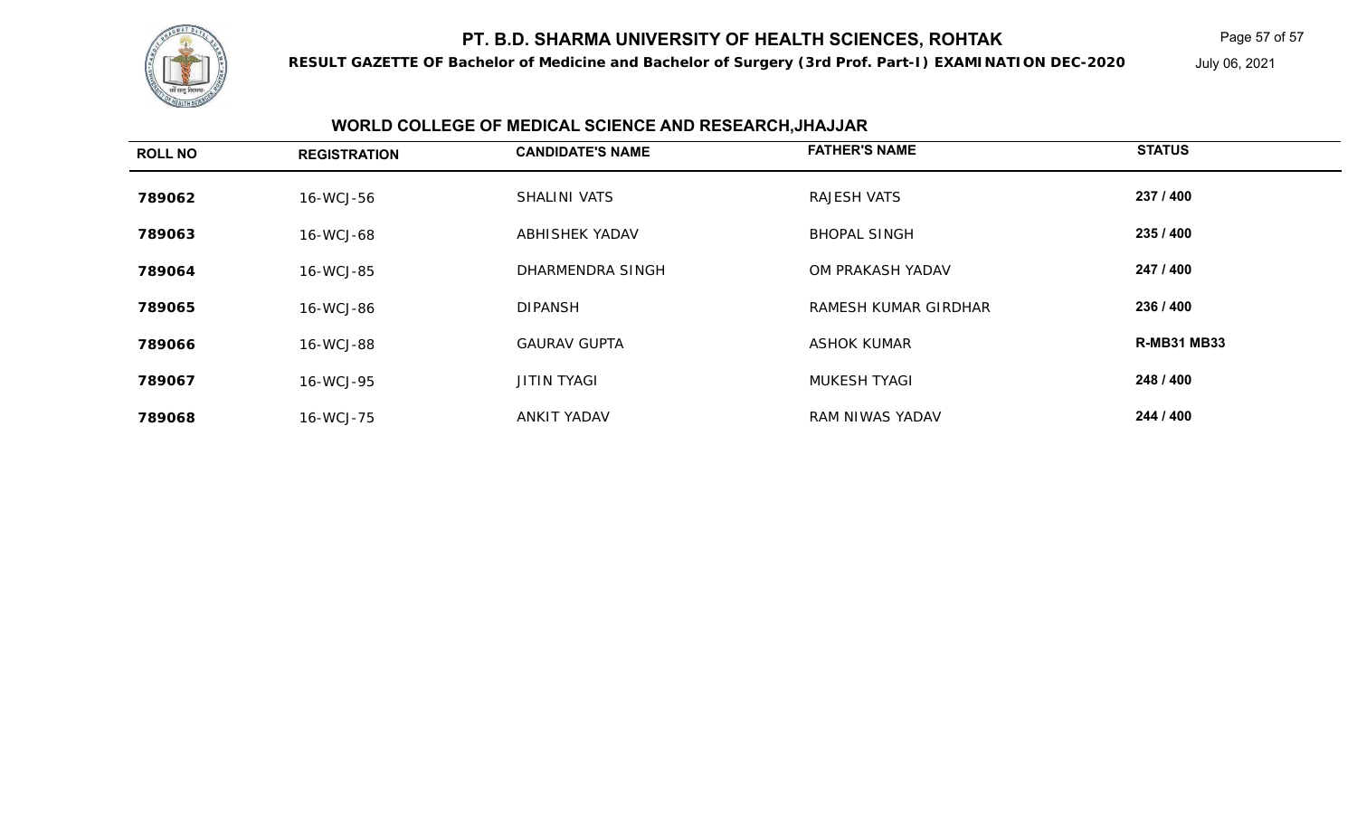# PT. B.D. SHARMA UNIVERSITY OF HEALTH SCIENCES, ROHTAK

**RESULT GAZETTE OF Bachelor of Medicine and Bachelor of Surgery (3rd Prof. Part-I) EXAMINATION DEC-2020**

July 06, 2021

## WORLD COLLEGE OF MEDICAL SCIENCE AND RESEARCH,JHAJJAR

| ROLL NO | REGISTRATION | CANDIDATE'S NAME | FATHER'S NAME | STATUS |
|---|---|---|---|---|
| **789062** | 16-WCJ-56 | SHALINI VATS | RAJESH VATS | **237 / 400** |
| **789063** | 16-WCJ-68 | ABHISHEK YADAV | BHOPAL SINGH | **235 / 400** |
| **789064** | 16-WCJ-85 | DHARMENDRA SINGH | OM PRAKASH YADAV | **247 / 400** |
| **789065** | 16-WCJ-86 | DIPANSH | RAMESH KUMAR GIRDHAR | **236 / 400** |
| **789066** | 16-WCJ-88 | GAURAV GUPTA | ASHOK KUMAR | **R-MB31 MB33** |
| **789067** | 16-WCJ-95 | JITIN TYAGI | MUKESH TYAGI | **248 / 400** |
| **789068** | 16-WCJ-75 | ANKIT YADAV | RAM NIWAS YADAV | **244 / 400** |